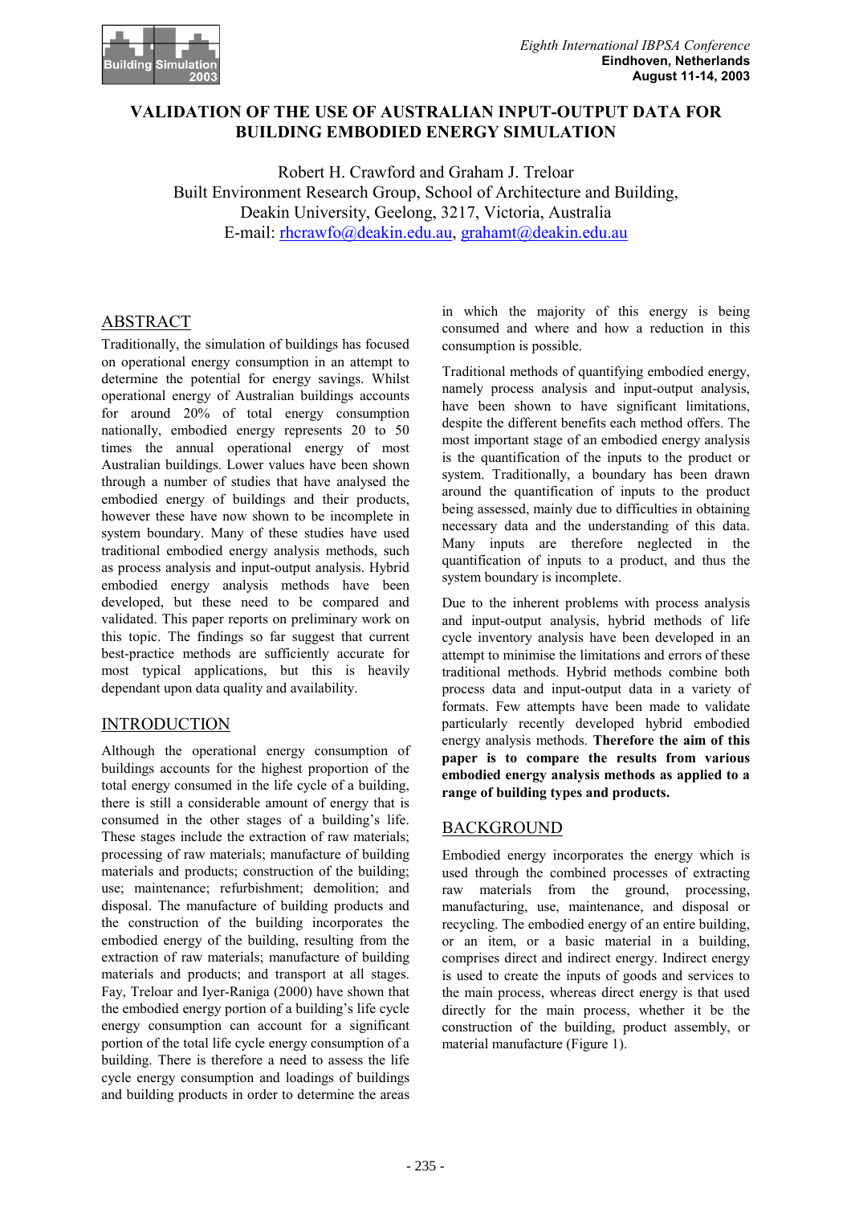# VALIDATION OF THE USE OF AUSTRALIAN INPUT-OUTPUT DATA FOR BUILDING EMBODIED ENERGY SIMULATION

Robert H. Crawford and Graham J. Treloar
Built Environment Research Group, School of Architecture and Building,
Deakin University, Geelong, 3217, Victoria, Australia
E-mail: rhcrawfo@deakin.edu.au, grahamt@deakin.edu.au

## ABSTRACT

Traditionally, the simulation of buildings has focused on operational energy consumption in an attempt to determine the potential for energy savings. Whilst operational energy of Australian buildings accounts for around 20% of total energy consumption nationally, embodied energy represents 20 to 50 times the annual operational energy of most Australian buildings. Lower values have been shown through a number of studies that have analysed the embodied energy of buildings and their products, however these have now shown to be incomplete in system boundary. Many of these studies have used traditional embodied energy analysis methods, such as process analysis and input-output analysis. Hybrid embodied energy analysis methods have been developed, but these need to be compared and validated. This paper reports on preliminary work on this topic. The findings so far suggest that current best-practice methods are sufficiently accurate for most typical applications, but this is heavily dependant upon data quality and availability.

## INTRODUCTION

Although the operational energy consumption of buildings accounts for the highest proportion of the total energy consumed in the life cycle of a building, there is still a considerable amount of energy that is consumed in the other stages of a building's life. These stages include the extraction of raw materials; processing of raw materials; manufacture of building materials and products; construction of the building; use; maintenance; refurbishment; demolition; and disposal. The manufacture of building products and the construction of the building incorporates the embodied energy of the building, resulting from the extraction of raw materials; manufacture of building materials and products; and transport at all stages. Fay, Treloar and Iyer-Raniga (2000) have shown that the embodied energy portion of a building's life cycle energy consumption can account for a significant portion of the total life cycle energy consumption of a building. There is therefore a need to assess the life cycle energy consumption and loadings of buildings and building products in order to determine the areas in which the majority of this energy is being consumed and where and how a reduction in this consumption is possible.

Traditional methods of quantifying embodied energy, namely process analysis and input-output analysis, have been shown to have significant limitations, despite the different benefits each method offers. The most important stage of an embodied energy analysis is the quantification of the inputs to the product or system. Traditionally, a boundary has been drawn around the quantification of inputs to the product being assessed, mainly due to difficulties in obtaining necessary data and the understanding of this data. Many inputs are therefore neglected in the quantification of inputs to a product, and thus the system boundary is incomplete.

Due to the inherent problems with process analysis and input-output analysis, hybrid methods of life cycle inventory analysis have been developed in an attempt to minimise the limitations and errors of these traditional methods. Hybrid methods combine both process data and input-output data in a variety of formats. Few attempts have been made to validate particularly recently developed hybrid embodied energy analysis methods. **Therefore the aim of this paper is to compare the results from various embodied energy analysis methods as applied to a range of building types and products.**

## BACKGROUND

Embodied energy incorporates the energy which is used through the combined processes of extracting raw materials from the ground, processing, manufacturing, use, maintenance, and disposal or recycling. The embodied energy of an entire building, or an item, or a basic material in a building, comprises direct and indirect energy. Indirect energy is used to create the inputs of goods and services to the main process, whereas direct energy is that used directly for the main process, whether it be the construction of the building, product assembly, or material manufacture (Figure 1).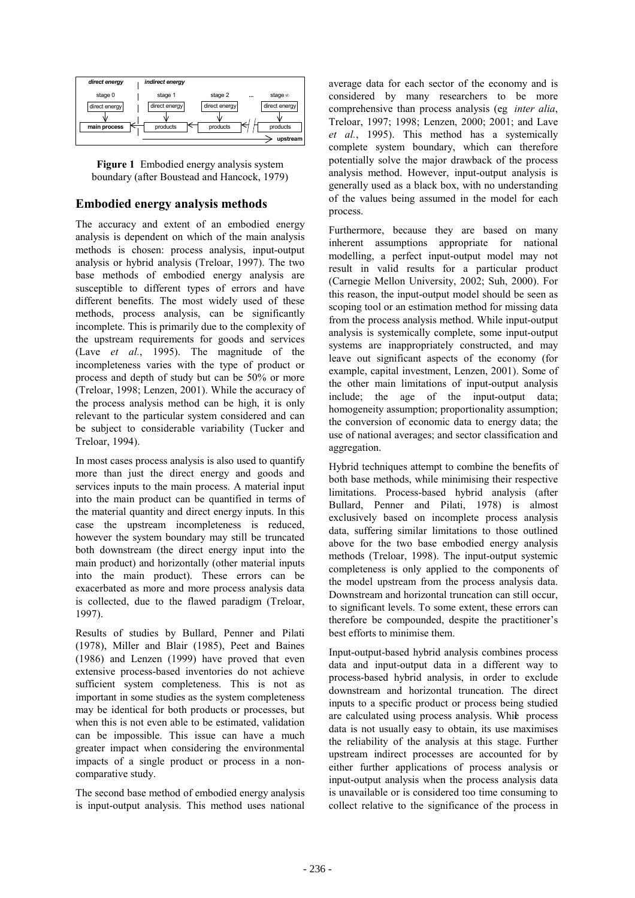**Figure 1** Embodied energy analysis system boundary (after Boustead and Hancock, 1979)

## Embodied energy analysis methods

The accuracy and extent of an embodied energy analysis is dependent on which of the main analysis methods is chosen: process analysis, input-output analysis or hybrid analysis (Treloar, 1997). The two base methods of embodied energy analysis are susceptible to different types of errors and have different benefits. The most widely used of these methods, process analysis, can be significantly incomplete. This is primarily due to the complexity of the upstream requirements for goods and services (Lave *et al.*, 1995). The magnitude of the incompleteness varies with the type of product or process and depth of study but can be 50% or more (Treloar, 1998; Lenzen, 2001). While the accuracy of the process analysis method can be high, it is only relevant to the particular system considered and can be subject to considerable variability (Tucker and Treloar, 1994).

In most cases process analysis is also used to quantify more than just the direct energy and goods and services inputs to the main process. A material input into the main product can be quantified in terms of the material quantity and direct energy inputs. In this case the upstream incompleteness is reduced, however the system boundary may still be truncated both downstream (the direct energy input into the main product) and horizontally (other material inputs into the main product). These errors can be exacerbated as more and more process analysis data is collected, due to the flawed paradigm (Treloar, 1997).

Results of studies by Bullard, Penner and Pilati (1978), Miller and Blair (1985), Peet and Baines (1986) and Lenzen (1999) have proved that even extensive process-based inventories do not achieve sufficient system completeness. This is not as important in some studies as the system completeness may be identical for both products or processes, but when this is not even able to be estimated, validation can be impossible. This issue can have a much greater impact when considering the environmental impacts of a single product or process in a non-comparative study.

The second base method of embodied energy analysis is input-output analysis. This method uses national average data for each sector of the economy and is considered by many researchers to be more comprehensive than process analysis (eg *inter alia*, Treloar, 1997; 1998; Lenzen, 2000; 2001; and Lave *et al.*, 1995). This method has a systemically complete system boundary, which can therefore potentially solve the major drawback of the process analysis method. However, input-output analysis is generally used as a black box, with no understanding of the values being assumed in the model for each process.

Furthermore, because they are based on many inherent assumptions appropriate for national modelling, a perfect input-output model may not result in valid results for a particular product (Carnegie Mellon University, 2002; Suh, 2000). For this reason, the input-output model should be seen as scoping tool or an estimation method for missing data from the process analysis method. While input-output analysis is systemically complete, some input-output systems are inappropriately constructed, and may leave out significant aspects of the economy (for example, capital investment, Lenzen, 2001). Some of the other main limitations of input-output analysis include; the age of the input-output data; homogeneity assumption; proportionality assumption; the conversion of economic data to energy data; the use of national averages; and sector classification and aggregation.

Hybrid techniques attempt to combine the benefits of both base methods, while minimising their respective limitations. Process-based hybrid analysis (after Bullard, Penner and Pilati, 1978) is almost exclusively based on incomplete process analysis data, suffering similar limitations to those outlined above for the two base embodied energy analysis methods (Treloar, 1998). The input-output systemic completeness is only applied to the components of the model upstream from the process analysis data. Downstream and horizontal truncation can still occur, to significant levels. To some extent, these errors can therefore be compounded, despite the practitioner's best efforts to minimise them.

Input-output-based hybrid analysis combines process data and input-output data in a different way to process-based hybrid analysis, in order to exclude downstream and horizontal truncation. The direct inputs to a specific product or process being studied are calculated using process analysis. While process data is not usually easy to obtain, its use maximises the reliability of the analysis at this stage. Further upstream indirect processes are accounted for by either further applications of process analysis or input-output analysis when the process analysis data is unavailable or is considered too time consuming to collect relative to the significance of the process in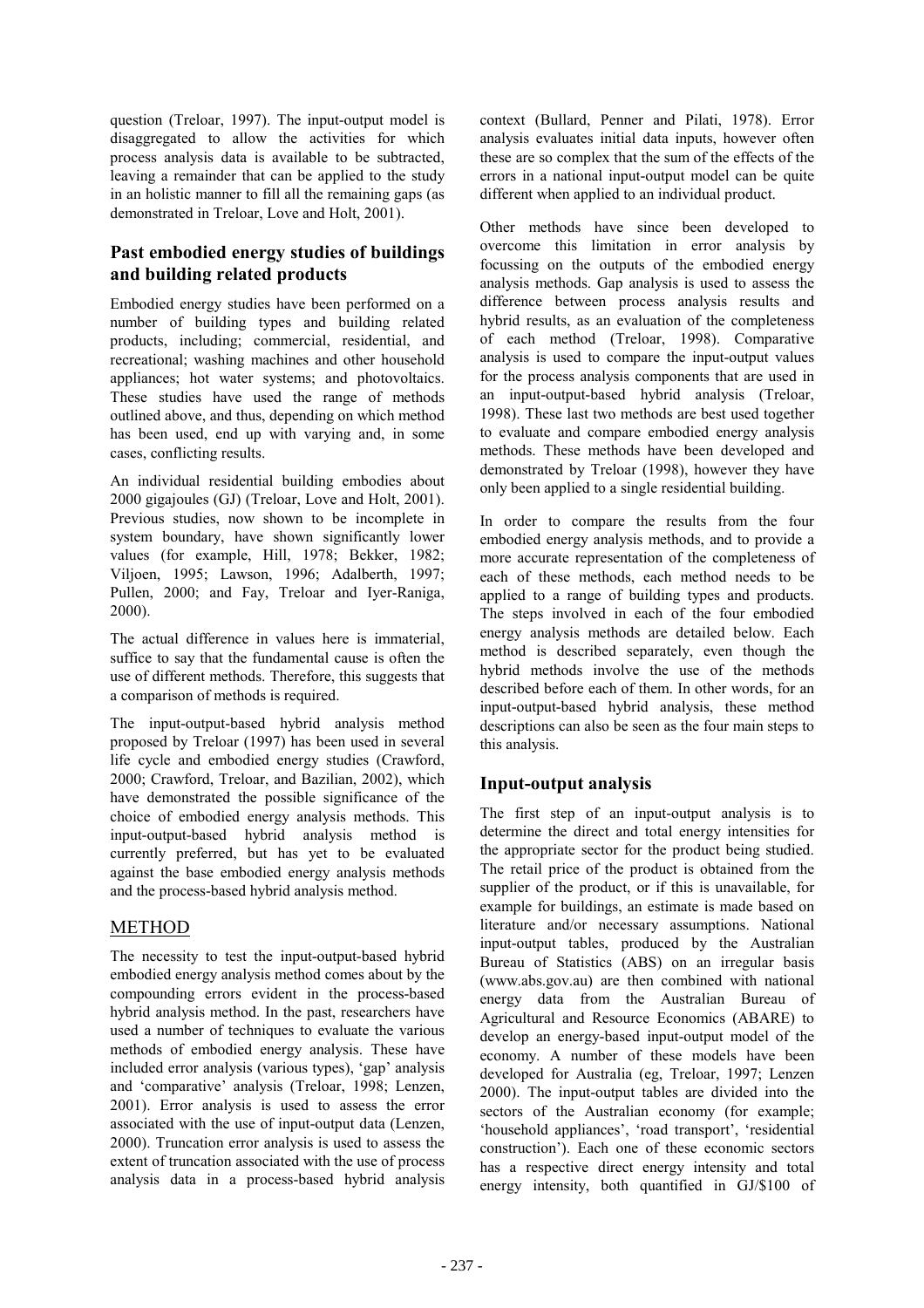question (Treloar, 1997). The input-output model is disaggregated to allow the activities for which process analysis data is available to be subtracted, leaving a remainder that can be applied to the study in an holistic manner to fill all the remaining gaps (as demonstrated in Treloar, Love and Holt, 2001).

### Past embodied energy studies of buildings and building related products

Embodied energy studies have been performed on a number of building types and building related products, including; commercial, residential, and recreational; washing machines and other household appliances; hot water systems; and photovoltaics. These studies have used the range of methods outlined above, and thus, depending on which method has been used, end up with varying and, in some cases, conflicting results.

An individual residential building embodies about 2000 gigajoules (GJ) (Treloar, Love and Holt, 2001). Previous studies, now shown to be incomplete in system boundary, have shown significantly lower values (for example, Hill, 1978; Bekker, 1982; Viljoen, 1995; Lawson, 1996; Adalberth, 1997; Pullen, 2000; and Fay, Treloar and Iyer-Raniga, 2000).

The actual difference in values here is immaterial, suffice to say that the fundamental cause is often the use of different methods. Therefore, this suggests that a comparison of methods is required.

The input-output-based hybrid analysis method proposed by Treloar (1997) has been used in several life cycle and embodied energy studies (Crawford, 2000; Crawford, Treloar, and Bazilian, 2002), which have demonstrated the possible significance of the choice of embodied energy analysis methods. This input-output-based hybrid analysis method is currently preferred, but has yet to be evaluated against the base embodied energy analysis methods and the process-based hybrid analysis method.

## METHOD

The necessity to test the input-output-based hybrid embodied energy analysis method comes about by the compounding errors evident in the process-based hybrid analysis method. In the past, researchers have used a number of techniques to evaluate the various methods of embodied energy analysis. These have included error analysis (various types), 'gap' analysis and 'comparative' analysis (Treloar, 1998; Lenzen, 2001). Error analysis is used to assess the error associated with the use of input-output data (Lenzen, 2000). Truncation error analysis is used to assess the extent of truncation associated with the use of process analysis data in a process-based hybrid analysis context (Bullard, Penner and Pilati, 1978). Error analysis evaluates initial data inputs, however often these are so complex that the sum of the effects of the errors in a national input-output model can be quite different when applied to an individual product.

Other methods have since been developed to overcome this limitation in error analysis by focussing on the outputs of the embodied energy analysis methods. Gap analysis is used to assess the difference between process analysis results and hybrid results, as an evaluation of the completeness of each method (Treloar, 1998). Comparative analysis is used to compare the input-output values for the process analysis components that are used in an input-output-based hybrid analysis (Treloar, 1998). These last two methods are best used together to evaluate and compare embodied energy analysis methods. These methods have been developed and demonstrated by Treloar (1998), however they have only been applied to a single residential building.

In order to compare the results from the four embodied energy analysis methods, and to provide a more accurate representation of the completeness of each of these methods, each method needs to be applied to a range of building types and products. The steps involved in each of the four embodied energy analysis methods are detailed below. Each method is described separately, even though the hybrid methods involve the use of the methods described before each of them. In other words, for an input-output-based hybrid analysis, these method descriptions can also be seen as the four main steps to this analysis.

### Input-output analysis

The first step of an input-output analysis is to determine the direct and total energy intensities for the appropriate sector for the product being studied. The retail price of the product is obtained from the supplier of the product, or if this is unavailable, for example for buildings, an estimate is made based on literature and/or necessary assumptions. National input-output tables, produced by the Australian Bureau of Statistics (ABS) on an irregular basis (www.abs.gov.au) are then combined with national energy data from the Australian Bureau of Agricultural and Resource Economics (ABARE) to develop an energy-based input-output model of the economy. A number of these models have been developed for Australia (eg, Treloar, 1997; Lenzen 2000). The input-output tables are divided into the sectors of the Australian economy (for example; 'household appliances', 'road transport', 'residential construction'). Each one of these economic sectors has a respective direct energy intensity and total energy intensity, both quantified in GJ/$100 of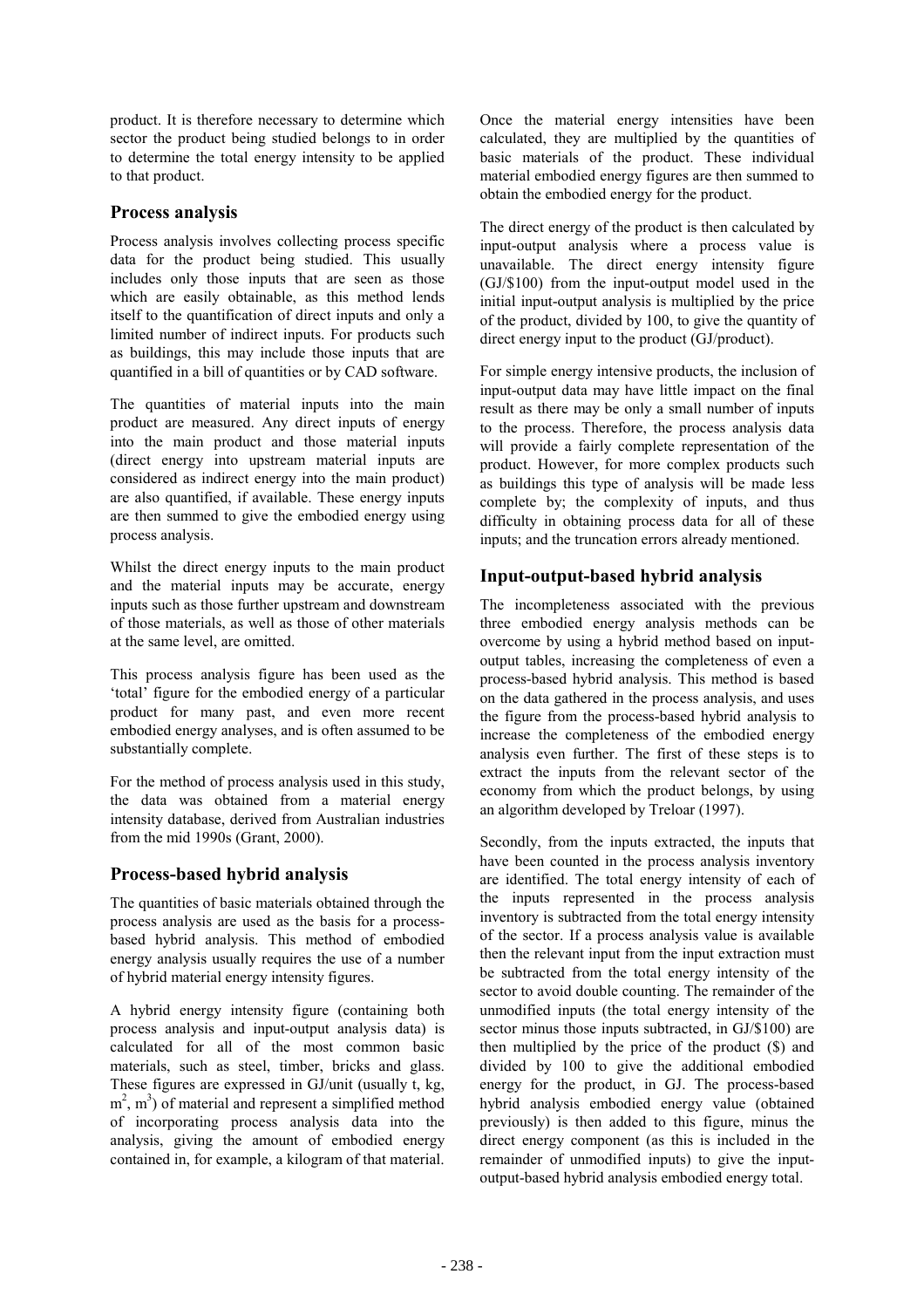product. It is therefore necessary to determine which sector the product being studied belongs to in order to determine the total energy intensity to be applied to that product.

## Process analysis

Process analysis involves collecting process specific data for the product being studied. This usually includes only those inputs that are seen as those which are easily obtainable, as this method lends itself to the quantification of direct inputs and only a limited number of indirect inputs. For products such as buildings, this may include those inputs that are quantified in a bill of quantities or by CAD software.

The quantities of material inputs into the main product are measured. Any direct inputs of energy into the main product and those material inputs (direct energy into upstream material inputs are considered as indirect energy into the main product) are also quantified, if available. These energy inputs are then summed to give the embodied energy using process analysis.

Whilst the direct energy inputs to the main product and the material inputs may be accurate, energy inputs such as those further upstream and downstream of those materials, as well as those of other materials at the same level, are omitted.

This process analysis figure has been used as the 'total' figure for the embodied energy of a particular product for many past, and even more recent embodied energy analyses, and is often assumed to be substantially complete.

For the method of process analysis used in this study, the data was obtained from a material energy intensity database, derived from Australian industries from the mid 1990s (Grant, 2000).

## Process-based hybrid analysis

The quantities of basic materials obtained through the process analysis are used as the basis for a process-based hybrid analysis. This method of embodied energy analysis usually requires the use of a number of hybrid material energy intensity figures.

A hybrid energy intensity figure (containing both process analysis and input-output analysis data) is calculated for all of the most common basic materials, such as steel, timber, bricks and glass. These figures are expressed in GJ/unit (usually t, kg, $m^2$, $m^3$) of material and represent a simplified method of incorporating process analysis data into the analysis, giving the amount of embodied energy contained in, for example, a kilogram of that material.

Once the material energy intensities have been calculated, they are multiplied by the quantities of basic materials of the product. These individual material embodied energy figures are then summed to obtain the embodied energy for the product.

The direct energy of the product is then calculated by input-output analysis where a process value is unavailable. The direct energy intensity figure (GJ/$100) from the input-output model used in the initial input-output analysis is multiplied by the price of the product, divided by 100, to give the quantity of direct energy input to the product (GJ/product).

For simple energy intensive products, the inclusion of input-output data may have little impact on the final result as there may be only a small number of inputs to the process. Therefore, the process analysis data will provide a fairly complete representation of the product. However, for more complex products such as buildings this type of analysis will be made less complete by; the complexity of inputs, and thus difficulty in obtaining process data for all of these inputs; and the truncation errors already mentioned.

## Input-output-based hybrid analysis

The incompleteness associated with the previous three embodied energy analysis methods can be overcome by using a hybrid method based on input-output tables, increasing the completeness of even a process-based hybrid analysis. This method is based on the data gathered in the process analysis, and uses the figure from the process-based hybrid analysis to increase the completeness of the embodied energy analysis even further. The first of these steps is to extract the inputs from the relevant sector of the economy from which the product belongs, by using an algorithm developed by Treloar (1997).

Secondly, from the inputs extracted, the inputs that have been counted in the process analysis inventory are identified. The total energy intensity of each of the inputs represented in the process analysis inventory is subtracted from the total energy intensity of the sector. If a process analysis value is available then the relevant input from the input extraction must be subtracted from the total energy intensity of the sector to avoid double counting. The remainder of the unmodified inputs (the total energy intensity of the sector minus those inputs subtracted, in GJ/$100) are then multiplied by the price of the product ($) and divided by 100 to give the additional embodied energy for the product, in GJ. The process-based hybrid analysis embodied energy value (obtained previously) is then added to this figure, minus the direct energy component (as this is included in the remainder of unmodified inputs) to give the input-output-based hybrid analysis embodied energy total.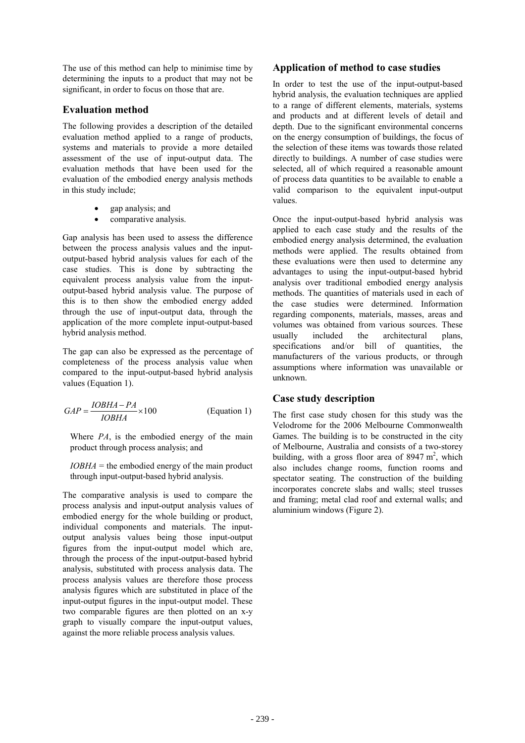The use of this method can help to minimise time by determining the inputs to a product that may not be significant, in order to focus on those that are.

## Evaluation method

The following provides a description of the detailed evaluation method applied to a range of products, systems and materials to provide a more detailed assessment of the use of input-output data. The evaluation methods that have been used for the evaluation of the embodied energy analysis methods in this study include;

- gap analysis; and
- comparative analysis.

Gap analysis has been used to assess the difference between the process analysis values and the input-output-based hybrid analysis values for each of the case studies. This is done by subtracting the equivalent process analysis value from the input-output-based hybrid analysis value. The purpose of this is to then show the embodied energy added through the use of input-output data, through the application of the more complete input-output-based hybrid analysis method.

The gap can also be expressed as the percentage of completeness of the process analysis value when compared to the input-output-based hybrid analysis values (Equation 1).

$$GAP = \frac{IOBHA - PA}{IOBHA} \times 100 \qquad \text{(Equation 1)}$$

Where $PA$, is the embodied energy of the main product through process analysis; and

$IOBHA$ = the embodied energy of the main product through input-output-based hybrid analysis.

The comparative analysis is used to compare the process analysis and input-output analysis values of embodied energy for the whole building or product, individual components and materials. The input-output analysis values being those input-output figures from the input-output model which are, through the process of the input-output-based hybrid analysis, substituted with process analysis data. The process analysis values are therefore those process analysis figures which are substituted in place of the input-output figures in the input-output model. These two comparable figures are then plotted on an x-y graph to visually compare the input-output values, against the more reliable process analysis values.

## Application of method to case studies

In order to test the use of the input-output-based hybrid analysis, the evaluation techniques are applied to a range of different elements, materials, systems and products and at different levels of detail and depth. Due to the significant environmental concerns on the energy consumption of buildings, the focus of the selection of these items was towards those related directly to buildings. A number of case studies were selected, all of which required a reasonable amount of process data quantities to be available to enable a valid comparison to the equivalent input-output values.

Once the input-output-based hybrid analysis was applied to each case study and the results of the embodied energy analysis determined, the evaluation methods were applied. The results obtained from these evaluations were then used to determine any advantages to using the input-output-based hybrid analysis over traditional embodied energy analysis methods. The quantities of materials used in each of the case studies were determined. Information regarding components, materials, masses, areas and volumes was obtained from various sources. These usually included the architectural plans, specifications and/or bill of quantities, the manufacturers of the various products, or through assumptions where information was unavailable or unknown.

## Case study description

The first case study chosen for this study was the Velodrome for the 2006 Melbourne Commonwealth Games. The building is to be constructed in the city of Melbourne, Australia and consists of a two-storey building, with a gross floor area of 8947 $m^2$, which also includes change rooms, function rooms and spectator seating. The construction of the building incorporates concrete slabs and walls; steel trusses and framing; metal clad roof and external walls; and aluminium windows (Figure 2).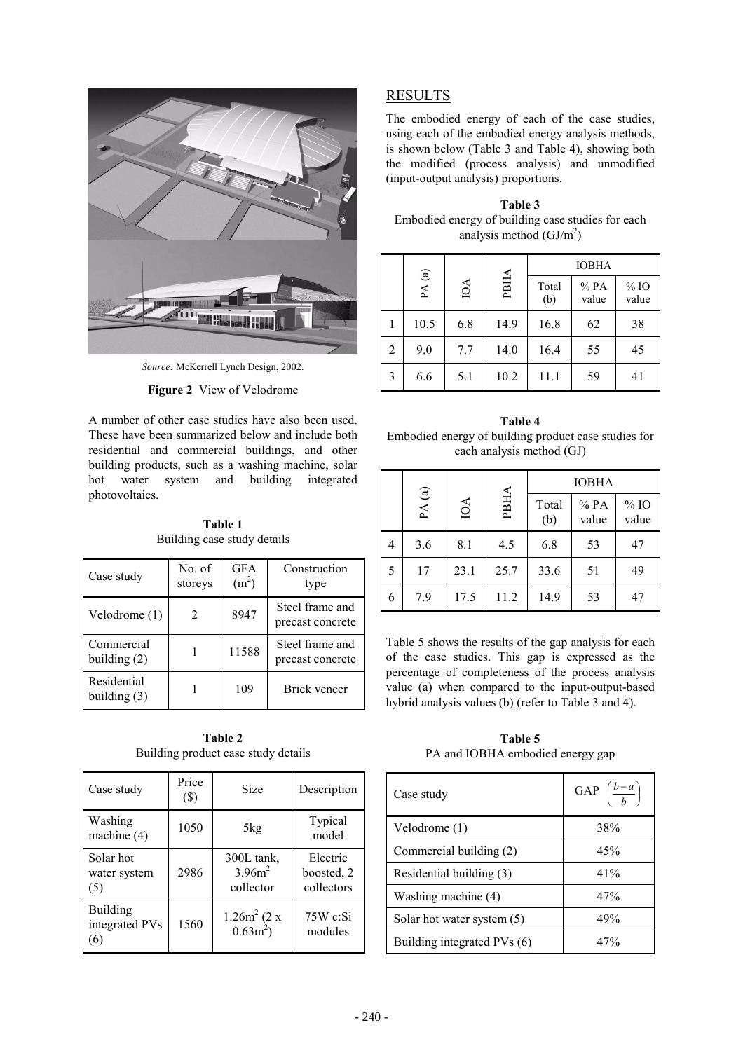*Source:* McKerrell Lynch Design, 2002.

**Figure 2** View of Velodrome

A number of other case studies have also been used. These have been summarized below and include both residential and commercial buildings, and other building products, such as a washing machine, solar hot water system and building integrated photovoltaics.

**Table 1**
Building case study details

| Case study | No. of storeys | GFA ($m^2$) | Construction type |
|---|---|---|---|
| Velodrome (1) | 2 | 8947 | Steel frame and precast concrete |
| Commercial building (2) | 1 | 11588 | Steel frame and precast concrete |
| Residential building (3) | 1 | 109 | Brick veneer |

**Table 2**
Building product case study details

| Case study | Price ($) | Size | Description |
|---|---|---|---|
| Washing machine (4) | 1050 | 5kg | Typical model |
| Solar hot water system (5) | 2986 | 300L tank, 3.96$m^2$ collector | Electric boosted, 2 collectors |
| Building integrated PVs (6) | 1560 | 1.26$m^2$ (2 x 0.63$m^2$) | 75W c:Si modules |

## RESULTS

The embodied energy of each of the case studies, using each of the embodied energy analysis methods, is shown below (Table 3 and Table 4), showing both the modified (process analysis) and unmodified (input-output analysis) proportions.

**Table 3**
Embodied energy of building case studies for each analysis method ($GJ/m^2$)

| | PA (a) | IOA | PBHA | IOBHA | | |
|---|---|---|---|---|---|---|
| | | | | Total (b) | % PA value | % IO value |
| 1 | 10.5 | 6.8 | 14.9 | 16.8 | 62 | 38 |
| 2 | 9.0 | 7.7 | 14.0 | 16.4 | 55 | 45 |
| 3 | 6.6 | 5.1 | 10.2 | 11.1 | 59 | 41 |

**Table 4**
Embodied energy of building product case studies for each analysis method (GJ)

| | PA (a) | IOA | PBHA | IOBHA | | |
|---|---|---|---|---|---|---|
| | | | | Total (b) | % PA value | % IO value |
| 4 | 3.6 | 8.1 | 4.5 | 6.8 | 53 | 47 |
| 5 | 17 | 23.1 | 25.7 | 33.6 | 51 | 49 |
| 6 | 7.9 | 17.5 | 11.2 | 14.9 | 53 | 47 |

Table 5 shows the results of the gap analysis for each of the case studies. This gap is expressed as the percentage of completeness of the process analysis value (a) when compared to the input-output-based hybrid analysis values (b) (refer to Table 3 and 4).

**Table 5**
PA and IOBHA embodied energy gap

| Case study | GAP $\left(\frac{b-a}{b}\right)$ |
|---|---|
| Velodrome (1) | 38% |
| Commercial building (2) | 45% |
| Residential building (3) | 41% |
| Washing machine (4) | 47% |
| Solar hot water system (5) | 49% |
| Building integrated PVs (6) | 47% |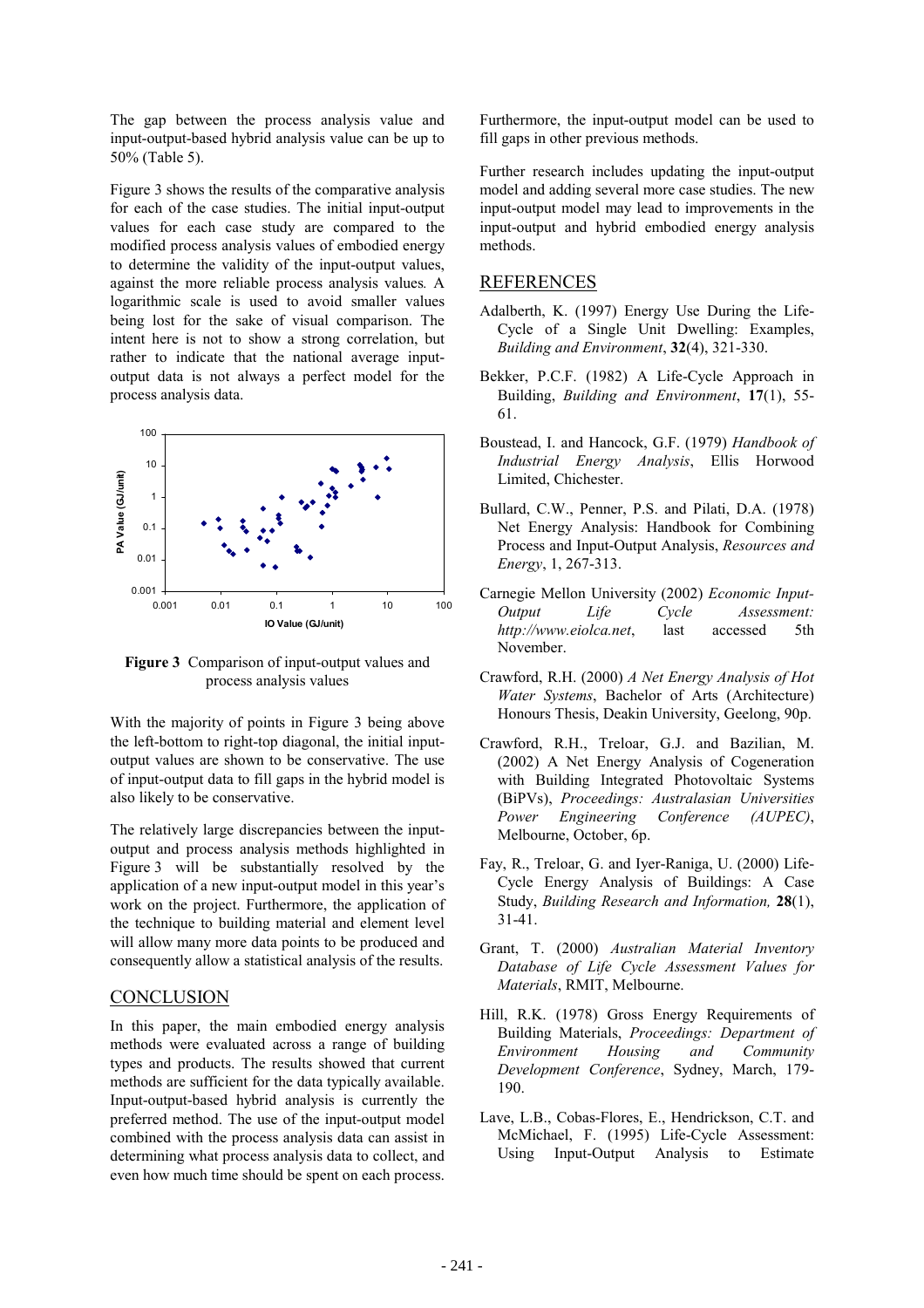The gap between the process analysis value and input-output-based hybrid analysis value can be up to 50% (Table 5).

Figure 3 shows the results of the comparative analysis for each of the case studies. The initial input-output values for each case study are compared to the modified process analysis values of embodied energy to determine the validity of the input-output values, against the more reliable process analysis values. A logarithmic scale is used to avoid smaller values being lost for the sake of visual comparison. The intent here is not to show a strong correlation, but rather to indicate that the national average input-output data is not always a perfect model for the process analysis data.

**Figure 3** Comparison of input-output values and process analysis values

With the majority of points in Figure 3 being above the left-bottom to right-top diagonal, the initial input-output values are shown to be conservative. The use of input-output data to fill gaps in the hybrid model is also likely to be conservative.

The relatively large discrepancies between the input-output and process analysis methods highlighted in Figure 3 will be substantially resolved by the application of a new input-output model in this year's work on the project. Furthermore, the application of the technique to building material and element level will allow many more data points to be produced and consequently allow a statistical analysis of the results.

## CONCLUSION

In this paper, the main embodied energy analysis methods were evaluated across a range of building types and products. The results showed that current methods are sufficient for the data typically available. Input-output-based hybrid analysis is currently the preferred method. The use of the input-output model combined with the process analysis data can assist in determining what process analysis data to collect, and even how much time should be spent on each process. Furthermore, the input-output model can be used to fill gaps in other previous methods.

Further research includes updating the input-output model and adding several more case studies. The new input-output model may lead to improvements in the input-output and hybrid embodied energy analysis methods.

## REFERENCES

Adalberth, K. (1997) Energy Use During the Life-Cycle of a Single Unit Dwelling: Examples, *Building and Environment*, **32**(4), 321-330.

Bekker, P.C.F. (1982) A Life-Cycle Approach in Building, *Building and Environment*, **17**(1), 55-61.

Boustead, I. and Hancock, G.F. (1979) *Handbook of Industrial Energy Analysis*, Ellis Horwood Limited, Chichester.

Bullard, C.W., Penner, P.S. and Pilati, D.A. (1978) Net Energy Analysis: Handbook for Combining Process and Input-Output Analysis, *Resources and Energy*, 1, 267-313.

Carnegie Mellon University (2002) *Economic Input-Output Life Cycle Assessment: http://www.eiolca.net*, last accessed 5th November.

Crawford, R.H. (2000) *A Net Energy Analysis of Hot Water Systems*, Bachelor of Arts (Architecture) Honours Thesis, Deakin University, Geelong, 90p.

Crawford, R.H., Treloar, G.J. and Bazilian, M. (2002) A Net Energy Analysis of Cogeneration with Building Integrated Photovoltaic Systems (BiPVs), *Proceedings: Australasian Universities Power Engineering Conference (AUPEC)*, Melbourne, October, 6p.

Fay, R., Treloar, G. and Iyer-Raniga, U. (2000) Life-Cycle Energy Analysis of Buildings: A Case Study, *Building Research and Information,* **28**(1), 31-41.

Grant, T. (2000) *Australian Material Inventory Database of Life Cycle Assessment Values for Materials*, RMIT, Melbourne.

Hill, R.K. (1978) Gross Energy Requirements of Building Materials, *Proceedings: Department of Environment Housing and Community Development Conference*, Sydney, March, 179-190.

Lave, L.B., Cobas-Flores, E., Hendrickson, C.T. and McMichael, F. (1995) Life-Cycle Assessment: Using Input-Output Analysis to Estimate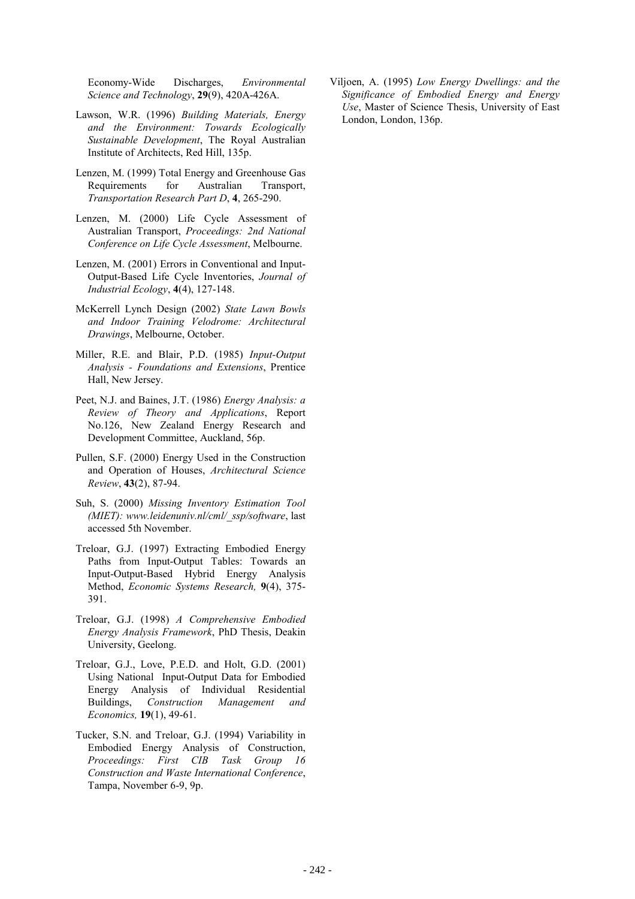Economy-Wide Discharges, *Environmental Science and Technology*, **29**(9), 420A-426A.

Lawson, W.R. (1996) *Building Materials, Energy and the Environment: Towards Ecologically Sustainable Development*, The Royal Australian Institute of Architects, Red Hill, 135p.

Lenzen, M. (1999) Total Energy and Greenhouse Gas Requirements for Australian Transport, *Transportation Research Part D*, **4**, 265-290.

Lenzen, M. (2000) Life Cycle Assessment of Australian Transport, *Proceedings: 2nd National Conference on Life Cycle Assessment*, Melbourne.

Lenzen, M. (2001) Errors in Conventional and Input-Output-Based Life Cycle Inventories, *Journal of Industrial Ecology*, **4**(4), 127-148.

McKerrell Lynch Design (2002) *State Lawn Bowls and Indoor Training Velodrome: Architectural Drawings*, Melbourne, October.

Miller, R.E. and Blair, P.D. (1985) *Input-Output Analysis - Foundations and Extensions*, Prentice Hall, New Jersey.

Peet, N.J. and Baines, J.T. (1986) *Energy Analysis: a Review of Theory and Applications*, Report No.126, New Zealand Energy Research and Development Committee, Auckland, 56p.

Pullen, S.F. (2000) Energy Used in the Construction and Operation of Houses, *Architectural Science Review*, **43**(2), 87-94.

Suh, S. (2000) *Missing Inventory Estimation Tool (MIET): www.leidenuniv.nl/cml/_ssp/software*, last accessed 5th November.

Treloar, G.J. (1997) Extracting Embodied Energy Paths from Input-Output Tables: Towards an Input-Output-Based Hybrid Energy Analysis Method, *Economic Systems Research,* **9**(4), 375-391.

Treloar, G.J. (1998) *A Comprehensive Embodied Energy Analysis Framework*, PhD Thesis, Deakin University, Geelong.

Treloar, G.J., Love, P.E.D. and Holt, G.D. (2001) Using National Input-Output Data for Embodied Energy Analysis of Individual Residential Buildings, *Construction Management and Economics,* **19**(1), 49-61.

Tucker, S.N. and Treloar, G.J. (1994) Variability in Embodied Energy Analysis of Construction, *Proceedings: First CIB Task Group 16 Construction and Waste International Conference*, Tampa, November 6-9, 9p.

Viljoen, A. (1995) *Low Energy Dwellings: and the Significance of Embodied Energy and Energy Use*, Master of Science Thesis, University of East London, London, 136p.